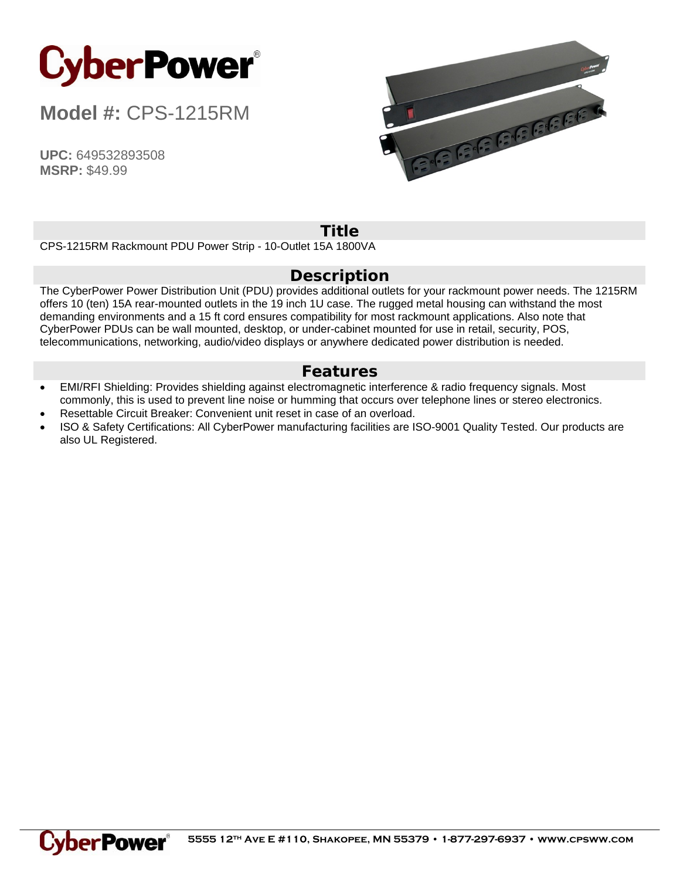# CyberPower

**Model #:** CPS-1215RM

**UPC:** 649532893508
**MSRP:** $49.99

## Title

CPS-1215RM Rackmount PDU Power Strip - 10-Outlet 15A 1800VA

## Description

The CyberPower Power Distribution Unit (PDU) provides additional outlets for your rackmount power needs. The 1215RM offers 10 (ten) 15A rear-mounted outlets in the 19 inch 1U case. The rugged metal housing can withstand the most demanding environments and a 15 ft cord ensures compatibility for most rackmount applications. Also note that CyberPower PDUs can be wall mounted, desktop, or under-cabinet mounted for use in retail, security, POS, telecommunications, networking, audio/video displays or anywhere dedicated power distribution is needed.

## Features

- EMI/RFI Shielding: Provides shielding against electromagnetic interference & radio frequency signals. Most commonly, this is used to prevent line noise or humming that occurs over telephone lines or stereo electronics.
- Resettable Circuit Breaker: Convenient unit reset in case of an overload.
- ISO & Safety Certifications: All CyberPower manufacturing facilities are ISO-9001 Quality Tested. Our products are also UL Registered.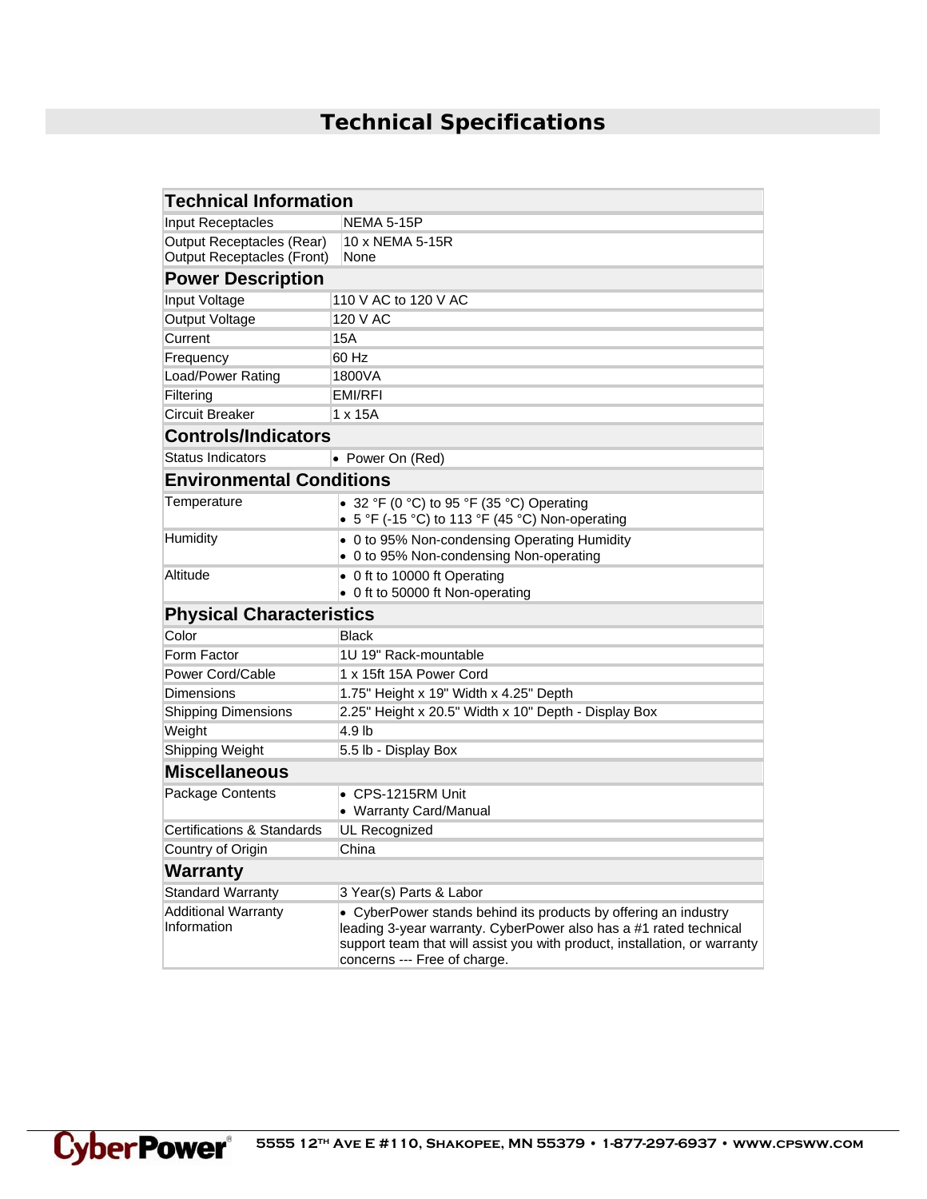# Technical Specifications

| | |
|---|---|
| **Technical Information** | |
| Input Receptacles | NEMA 5-15P |
| Output Receptacles (Rear)<br>Output Receptacles (Front) | 10 x NEMA 5-15R<br>None |
| **Power Description** | |
| Input Voltage | 110 V AC to 120 V AC |
| Output Voltage | 120 V AC |
| Current | 15A |
| Frequency | 60 Hz |
| Load/Power Rating | 1800VA |
| Filtering | EMI/RFI |
| Circuit Breaker | 1 x 15A |
| **Controls/Indicators** | |
| Status Indicators | • Power On (Red) |
| **Environmental Conditions** | |
| Temperature | • 32 °F (0 °C) to 95 °F (35 °C) Operating<br>• 5 °F (-15 °C) to 113 °F (45 °C) Non-operating |
| Humidity | • 0 to 95% Non-condensing Operating Humidity<br>• 0 to 95% Non-condensing Non-operating |
| Altitude | • 0 ft to 10000 ft Operating<br>• 0 ft to 50000 ft Non-operating |
| **Physical Characteristics** | |
| Color | Black |
| Form Factor | 1U 19" Rack-mountable |
| Power Cord/Cable | 1 x 15ft 15A Power Cord |
| Dimensions | 1.75" Height x 19" Width x 4.25" Depth |
| Shipping Dimensions | 2.25" Height x 20.5" Width x 10" Depth - Display Box |
| Weight | 4.9 lb |
| Shipping Weight | 5.5 lb - Display Box |
| **Miscellaneous** | |
| Package Contents | • CPS-1215RM Unit<br>• Warranty Card/Manual |
| Certifications & Standards | UL Recognized |
| Country of Origin | China |
| **Warranty** | |
| Standard Warranty | 3 Year(s) Parts & Labor |
| Additional Warranty Information | • CyberPower stands behind its products by offering an industry leading 3-year warranty. CyberPower also has a #1 rated technical support team that will assist you with product, installation, or warranty concerns --- Free of charge. |

CyberPower® 5555 12TH Ave E #110, Shakopee, MN 55379 • 1-877-297-6937 • www.cpsww.com